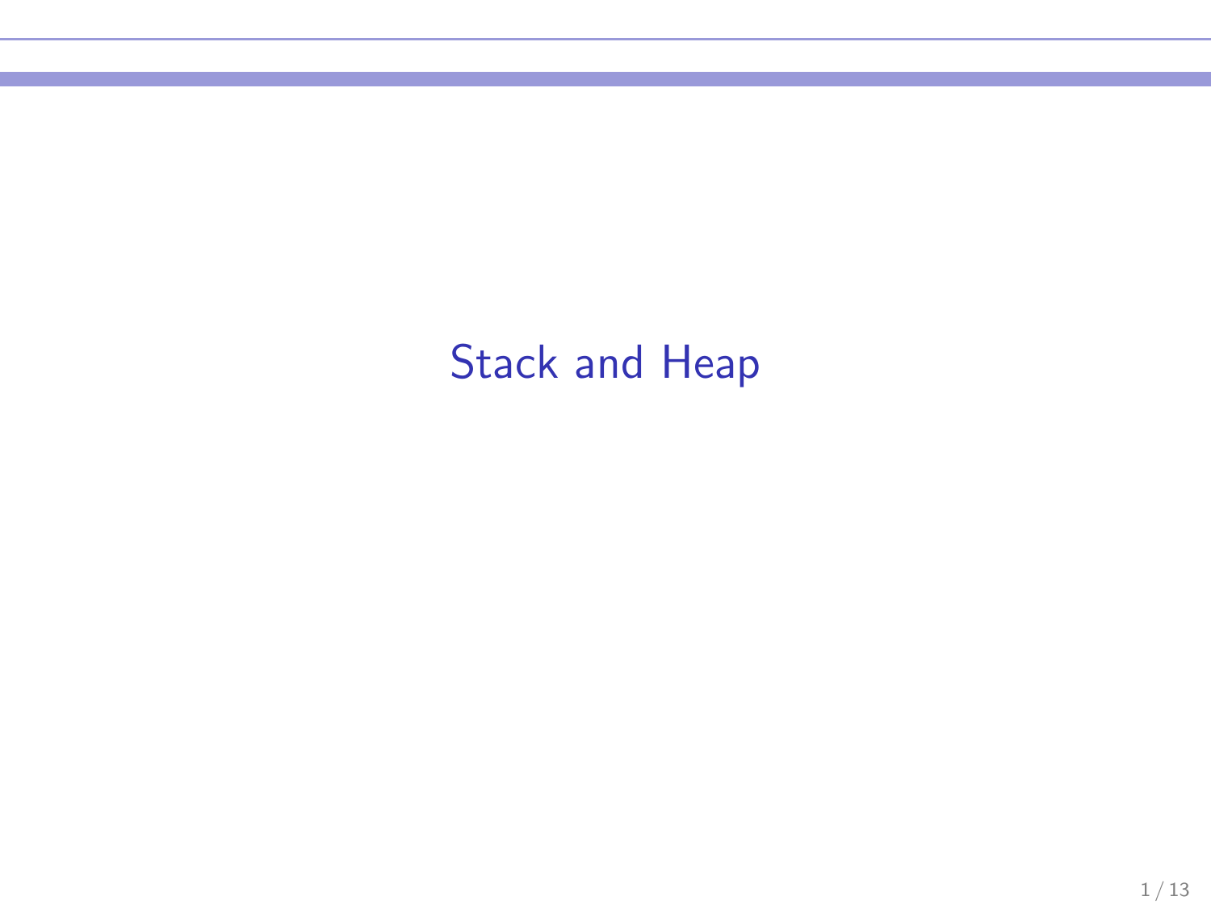# Stack and Heap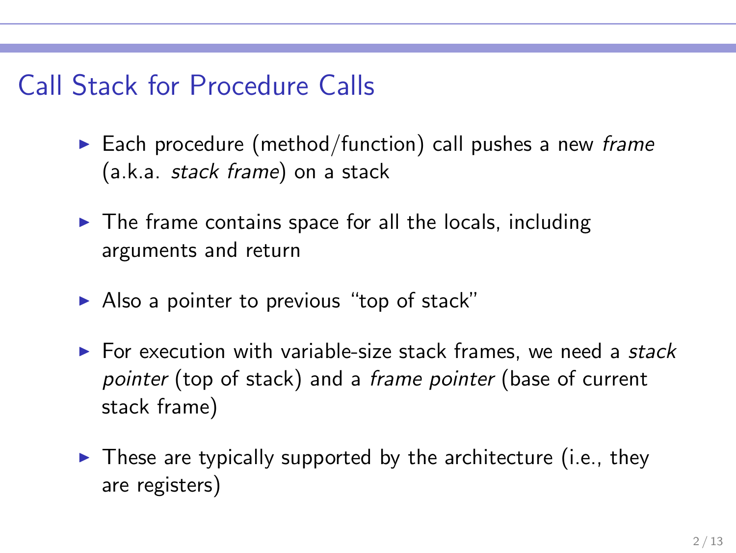# Call Stack for Procedure Calls

- Each procedure (method/function) call pushes a new *frame* (a.k.a. *stack frame*) on a stack
- The frame contains space for all the locals, including arguments and return
- Also a pointer to previous "top of stack"
- For execution with variable-size stack frames, we need a *stack pointer* (top of stack) and a *frame pointer* (base of current stack frame)
- These are typically supported by the architecture (i.e., they are registers)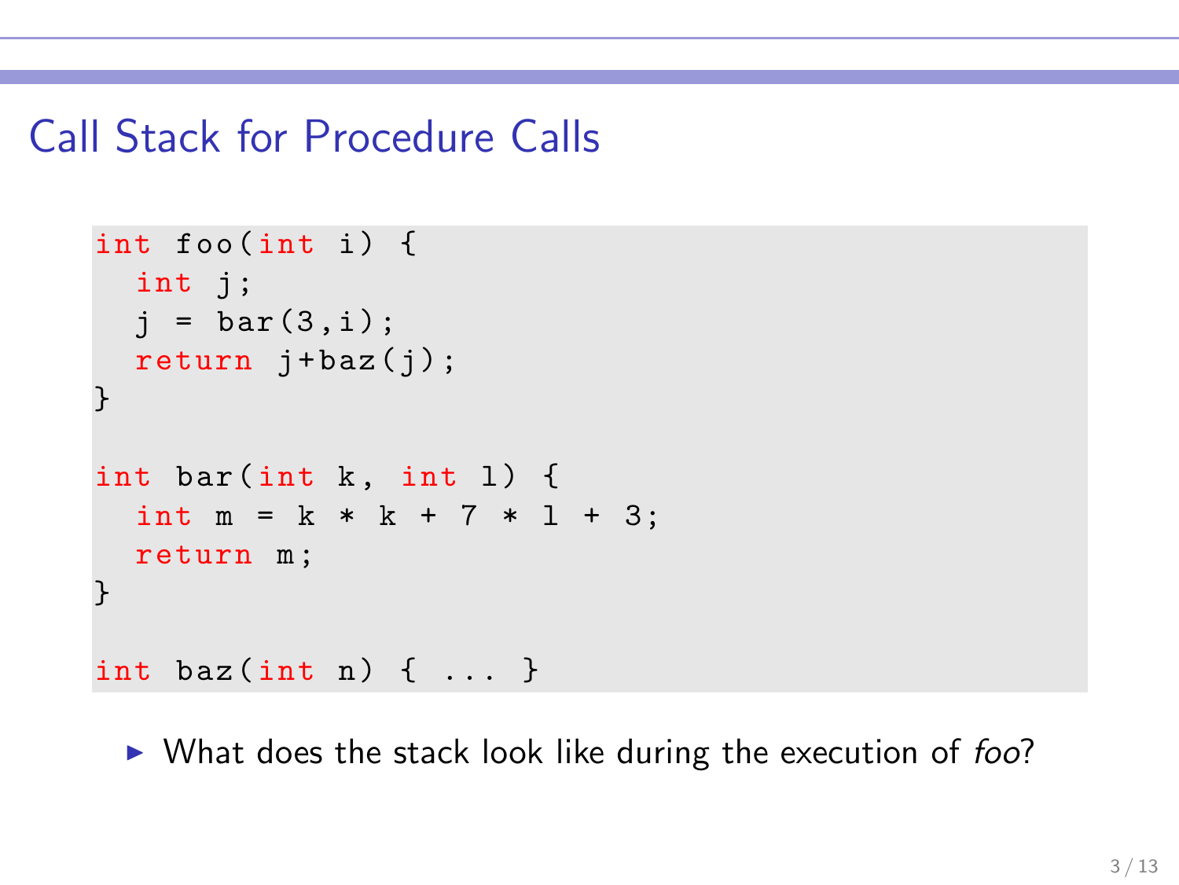# Call Stack for Procedure Calls

```c
int foo(int i) {
  int j;
  j = bar(3,i);
  return j+baz(j);
}

int bar(int k, int l) {
  int m = k * k + 7 * l + 3;
  return m;
}

int baz(int n) { ... }
```

- What does the stack look like during the execution of *foo*?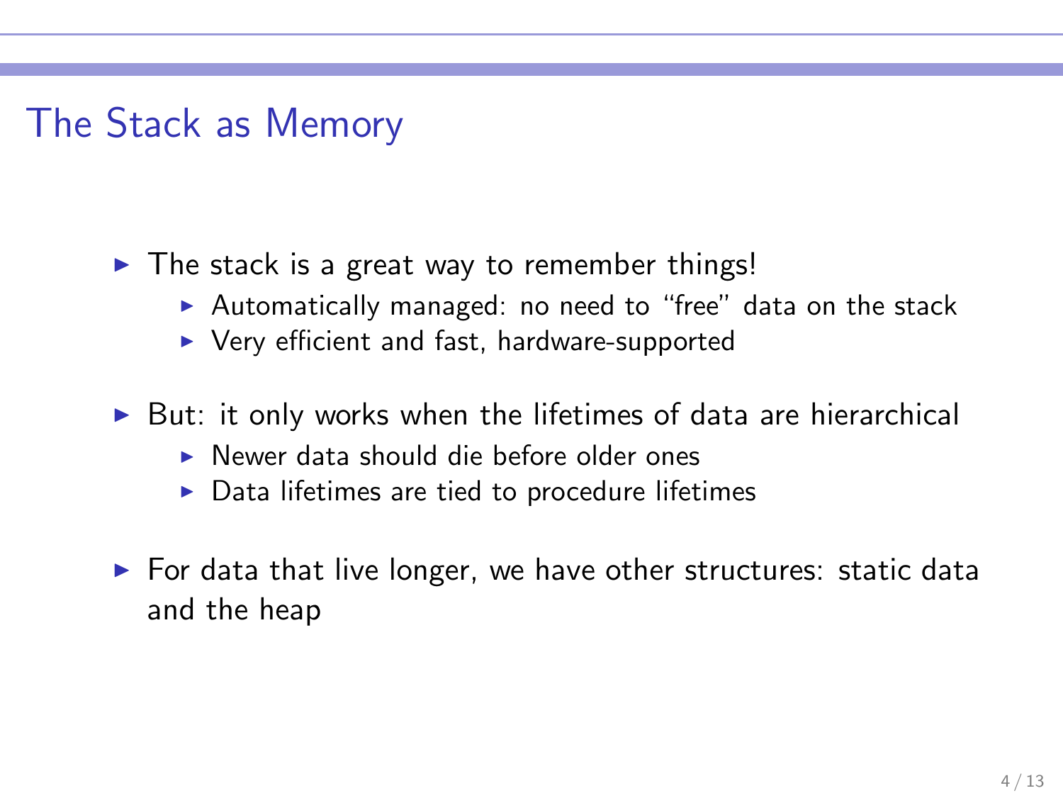# The Stack as Memory

- The stack is a great way to remember things!
  - Automatically managed: no need to "free" data on the stack
  - Very efficient and fast, hardware-supported
- But: it only works when the lifetimes of data are hierarchical
  - Newer data should die before older ones
  - Data lifetimes are tied to procedure lifetimes
- For data that live longer, we have other structures: static data and the heap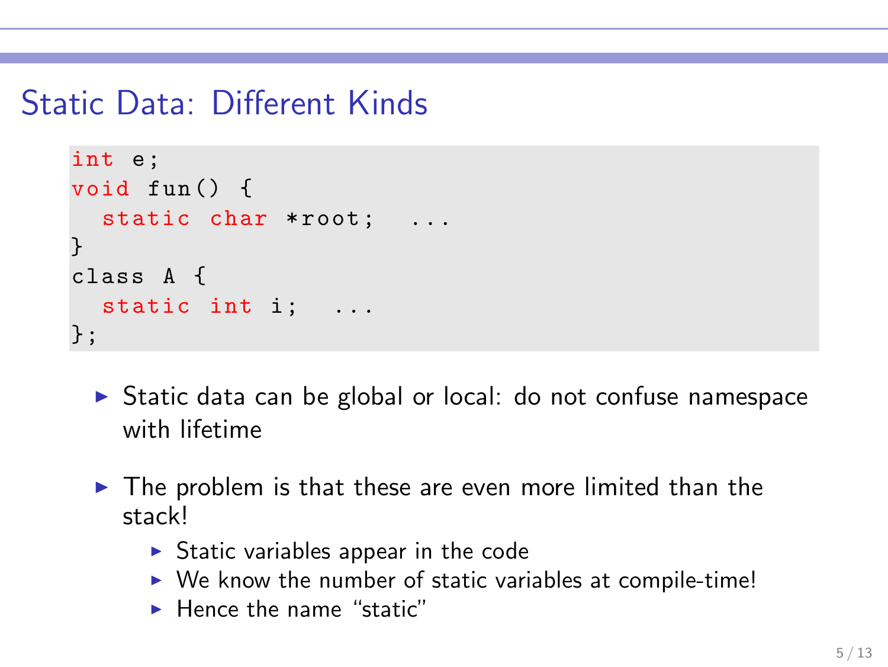# Static Data: Different Kinds

```
int e;
void fun() {
  static char *root;  ...
}
class A {
  static int i;  ...
};
```

- Static data can be global or local: do not confuse namespace with lifetime
- The problem is that these are even more limited than the stack!
  - Static variables appear in the code
  - We know the number of static variables at compile-time!
  - Hence the name “static”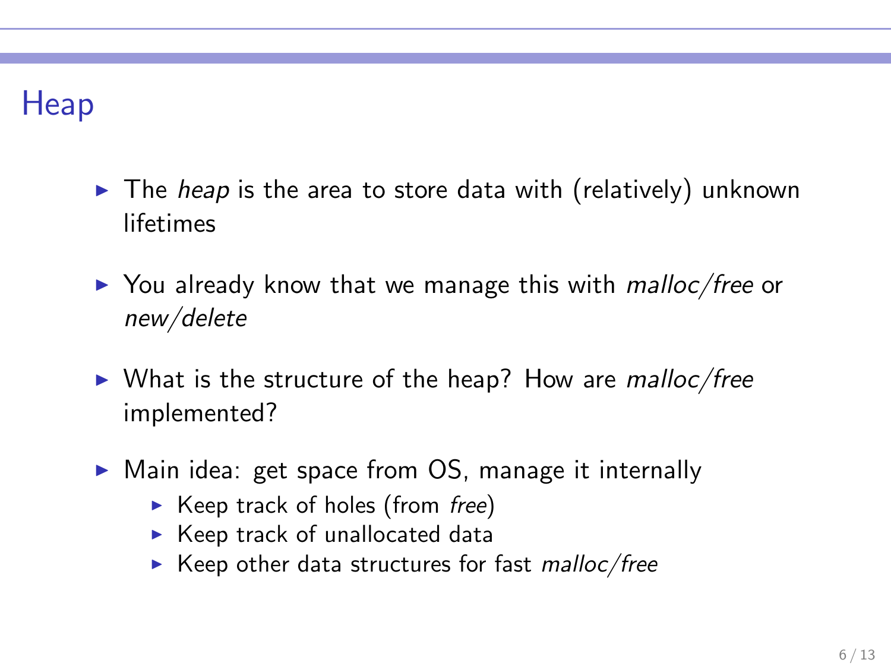# Heap

- The *heap* is the area to store data with (relatively) unknown lifetimes
- You already know that we manage this with *malloc/free* or *new/delete*
- What is the structure of the heap? How are *malloc/free* implemented?
- Main idea: get space from OS, manage it internally
  - Keep track of holes (from *free*)
  - Keep track of unallocated data
  - Keep other data structures for fast *malloc/free*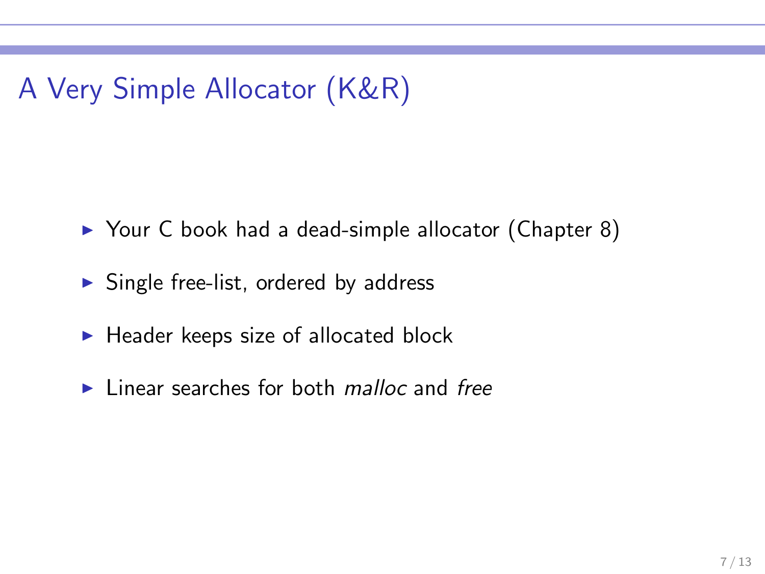# A Very Simple Allocator (K&R)

- Your C book had a dead-simple allocator (Chapter 8)
- Single free-list, ordered by address
- Header keeps size of allocated block
- Linear searches for both *malloc* and *free*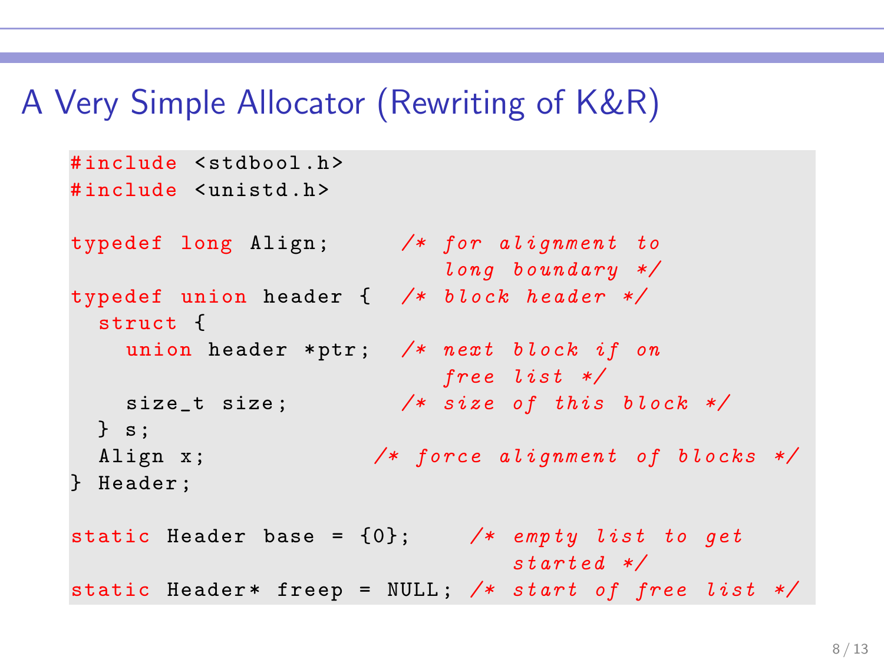# A Very Simple Allocator (Rewriting of K&R)

```c
#include <stdbool.h>
#include <unistd.h>

typedef long Align;      /* for alignment to
                            long boundary */
typedef union header {  /* block header */
  struct {
    union header *ptr;  /* next block if on
                            free list */
    size_t size;        /* size of this block */
  } s;
  Align x;             /* force alignment of blocks */
} Header;

static Header base = {0};      /* empty list to get
                                   started */
static Header* freep = NULL; /* start of free list */
```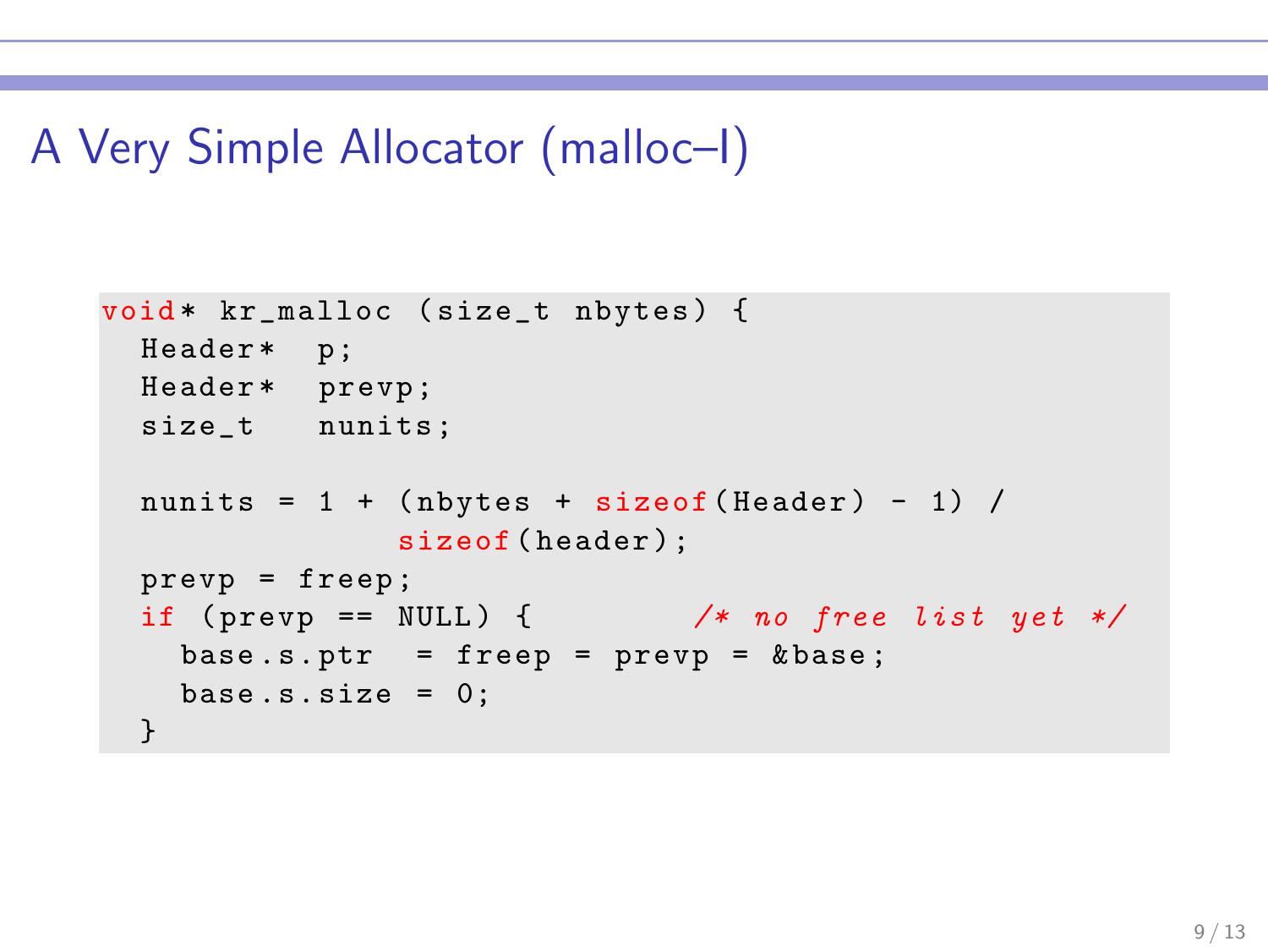# A Very Simple Allocator (malloc–I)

```
void* kr_malloc (size_t nbytes) {
  Header*  p;
  Header*  prevp;
  size_t   nunits;

  nunits = 1 + (nbytes + sizeof(Header) - 1) /
               sizeof(header);
  prevp = freep;
  if (prevp == NULL) {          /* no free list yet */
    base.s.ptr  = freep = prevp = &base;
    base.s.size = 0;
  }
```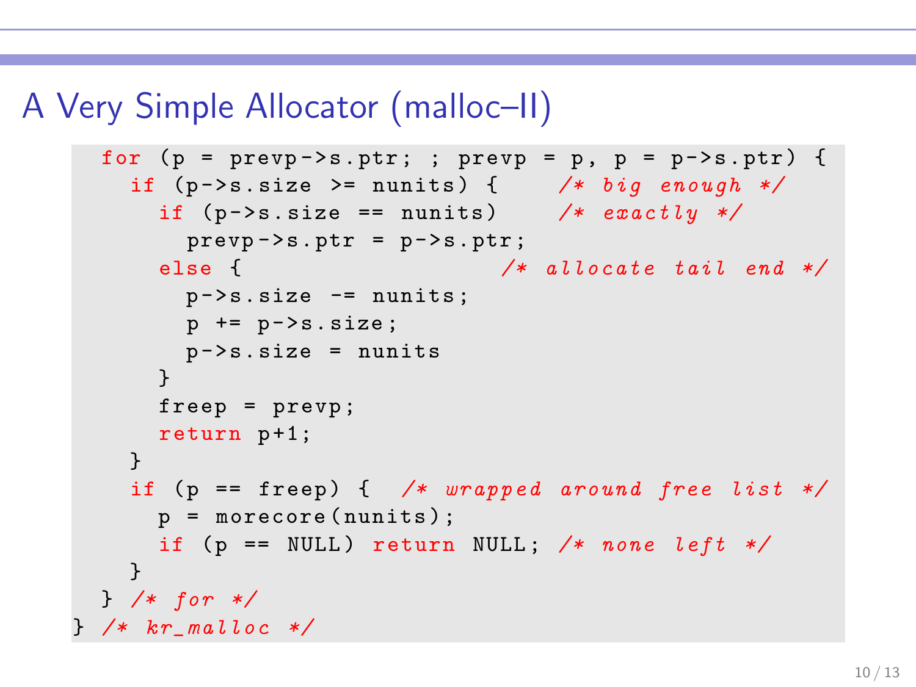# A Very Simple Allocator (malloc–II)

```
  for (p = prevp->s.ptr; ; prevp = p, p = p->s.ptr) {
    if (p->s.size >= nunits) {     /* big enough */
      if (p->s.size == nunits)     /* exactly */
        prevp->s.ptr = p->s.ptr;
      else {                     /* allocate tail end */
        p->s.size -= nunits;
        p += p->s.size;
        p->s.size = nunits
      }
      freep = prevp;
      return p+1;
    }
    if (p == freep) {  /* wrapped around free list */
      p = morecore(nunits);
      if (p == NULL) return NULL; /* none left */
    }
  } /* for */
} /* kr_malloc */
```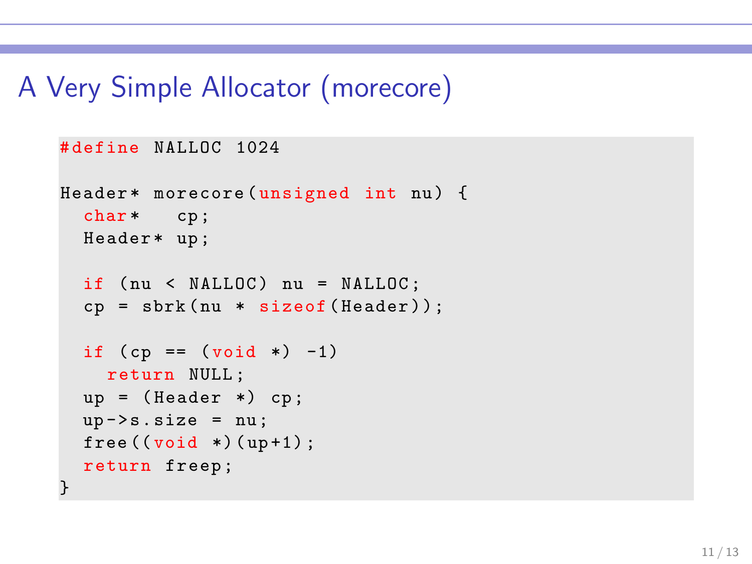# A Very Simple Allocator (morecore)

```
#define NALLOC 1024

Header* morecore(unsigned int nu) {
  char*   cp;
  Header* up;

  if (nu < NALLOC) nu = NALLOC;
  cp = sbrk(nu * sizeof(Header));

  if (cp == (void *) -1)
    return NULL;
  up = (Header *) cp;
  up->s.size = nu;
  free((void *)(up+1));
  return freep;
}
```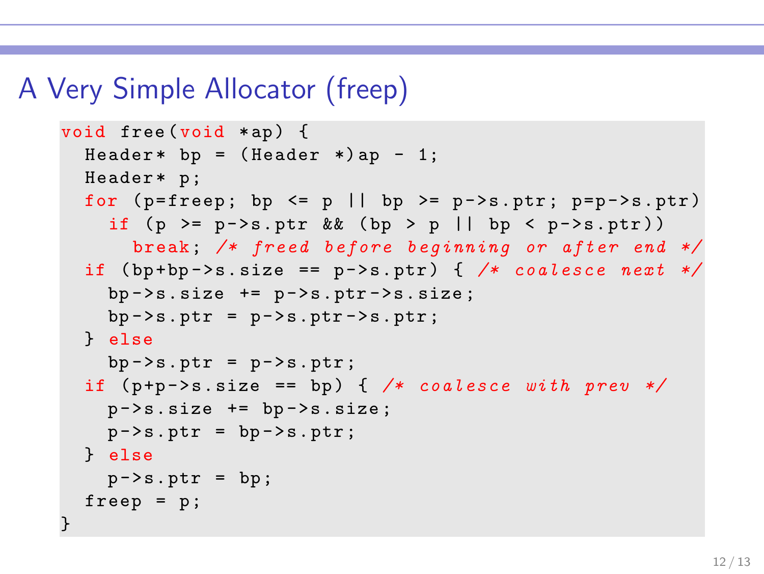# A Very Simple Allocator (freep)

```
void free(void *ap) {
  Header* bp = (Header *)ap - 1;
  Header* p;
  for (p=freep; bp <= p || bp >= p->s.ptr; p=p->s.ptr)
    if (p >= p->s.ptr && (bp > p || bp < p->s.ptr))
      break; /* freed before beginning or after end */
  if (bp+bp->s.size == p->s.ptr) { /* coalesce next */
    bp->s.size += p->s.ptr->s.size;
    bp->s.ptr = p->s.ptr->s.ptr;
  } else
    bp->s.ptr = p->s.ptr;
  if (p+p->s.size == bp) { /* coalesce with prev */
    p->s.size += bp->s.size;
    p->s.ptr = bp->s.ptr;
  } else
    p->s.ptr = bp;
  freep = p;
}
```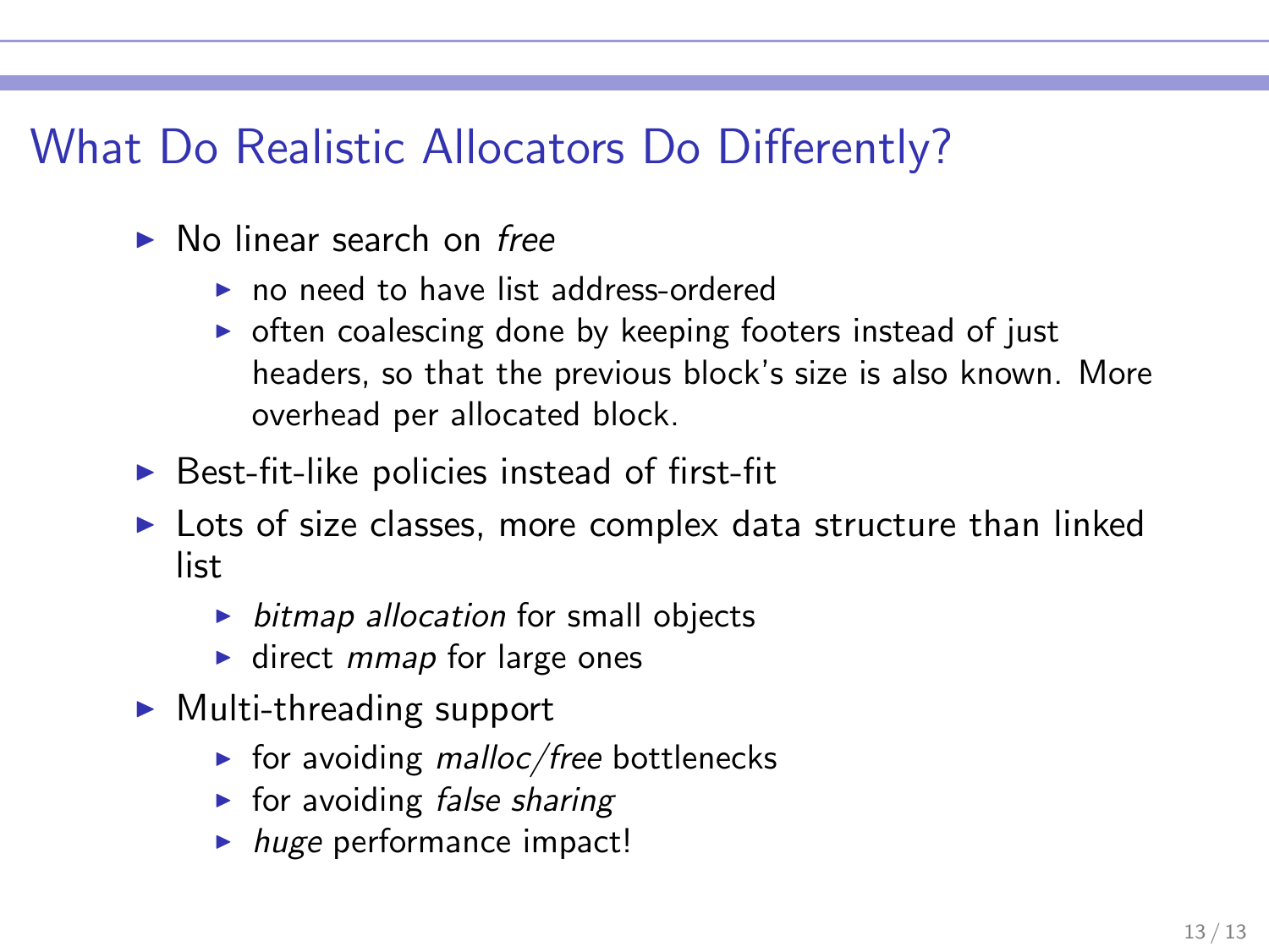## What Do Realistic Allocators Do Differently?

- No linear search on *free*
  - no need to have list address-ordered
  - often coalescing done by keeping footers instead of just headers, so that the previous block's size is also known. More overhead per allocated block.
- Best-fit-like policies instead of first-fit
- Lots of size classes, more complex data structure than linked list
  - *bitmap allocation* for small objects
  - direct *mmap* for large ones
- Multi-threading support
  - for avoiding *malloc/free* bottlenecks
  - for avoiding *false sharing*
  - *huge* performance impact!